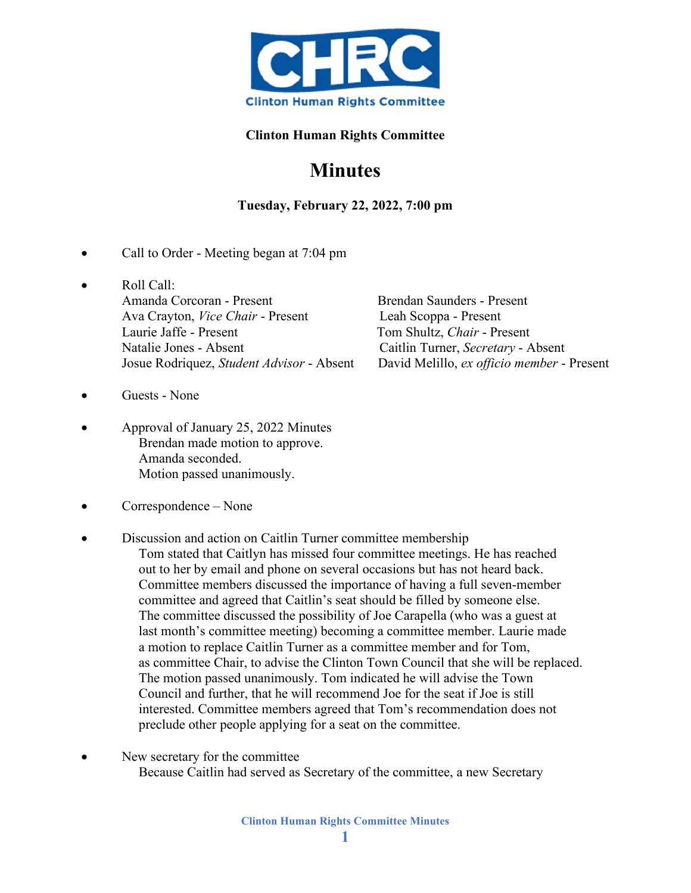CHRC
Clinton Human Rights Committee

**Clinton Human Rights Committee**

# Minutes

**Tuesday, February 22, 2022, 7:00 pm**

- Call to Order - Meeting began at 7:04 pm

- Roll Call:
  Amanda Corcoran - Present
  Ava Crayton, *Vice Chair* - Present
  Laurie Jaffe - Present
  Natalie Jones - Absent
  Josue Rodriquez, *Student Advisor* - Absent
  Brendan Saunders - Present
  Leah Scoppa - Present
  Tom Shultz, *Chair* - Present
  Caitlin Turner, *Secretary* - Absent
  David Melillo, *ex officio member* - Present

- Guests - None

- Approval of January 25, 2022 Minutes
  Brendan made motion to approve.
  Amanda seconded.
  Motion passed unanimously.

- Correspondence – None

- Discussion and action on Caitlin Turner committee membership
  Tom stated that Caitlyn has missed four committee meetings. He has reached out to her by email and phone on several occasions but has not heard back. Committee members discussed the importance of having a full seven-member committee and agreed that Caitlin's seat should be filled by someone else. The committee discussed the possibility of Joe Carapella (who was a guest at last month's committee meeting) becoming a committee member. Laurie made a motion to replace Caitlin Turner as a committee member and for Tom, as committee Chair, to advise the Clinton Town Council that she will be replaced. The motion passed unanimously. Tom indicated he will advise the Town Council and further, that he will recommend Joe for the seat if Joe is still interested. Committee members agreed that Tom's recommendation does not preclude other people applying for a seat on the committee.

- New secretary for the committee
  Because Caitlin had served as Secretary of the committee, a new Secretary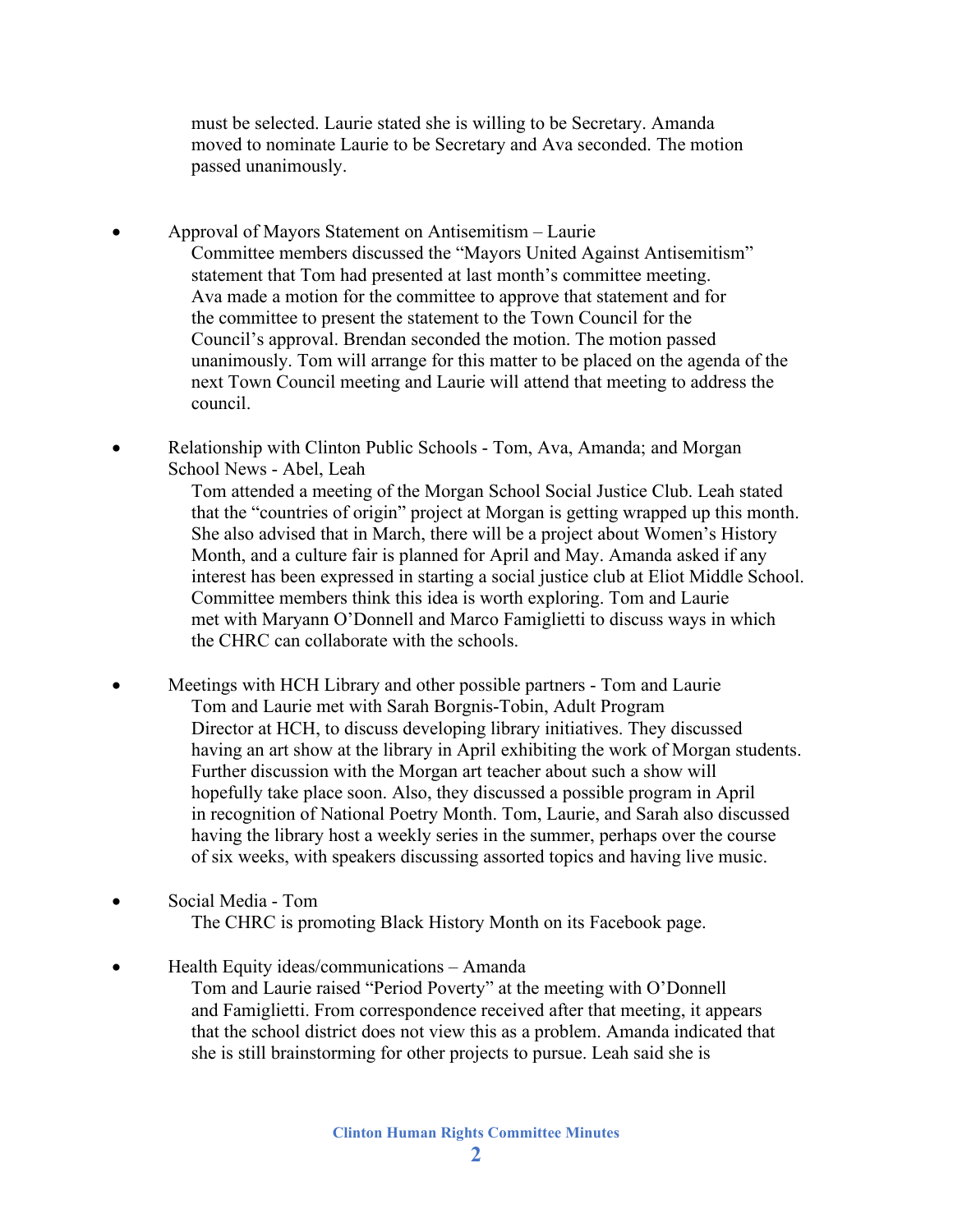must be selected. Laurie stated she is willing to be Secretary. Amanda moved to nominate Laurie to be Secretary and Ava seconded. The motion passed unanimously.

- Approval of Mayors Statement on Antisemitism – Laurie
  Committee members discussed the "Mayors United Against Antisemitism" statement that Tom had presented at last month's committee meeting. Ava made a motion for the committee to approve that statement and for the committee to present the statement to the Town Council for the Council's approval. Brendan seconded the motion. The motion passed unanimously. Tom will arrange for this matter to be placed on the agenda of the next Town Council meeting and Laurie will attend that meeting to address the council.

- Relationship with Clinton Public Schools - Tom, Ava, Amanda; and Morgan School News - Abel, Leah
  Tom attended a meeting of the Morgan School Social Justice Club. Leah stated that the "countries of origin" project at Morgan is getting wrapped up this month. She also advised that in March, there will be a project about Women's History Month, and a culture fair is planned for April and May. Amanda asked if any interest has been expressed in starting a social justice club at Eliot Middle School. Committee members think this idea is worth exploring. Tom and Laurie met with Maryann O'Donnell and Marco Famiglietti to discuss ways in which the CHRC can collaborate with the schools.

- Meetings with HCH Library and other possible partners - Tom and Laurie
  Tom and Laurie met with Sarah Borgnis-Tobin, Adult Program Director at HCH, to discuss developing library initiatives. They discussed having an art show at the library in April exhibiting the work of Morgan students. Further discussion with the Morgan art teacher about such a show will hopefully take place soon. Also, they discussed a possible program in April in recognition of National Poetry Month. Tom, Laurie, and Sarah also discussed having the library host a weekly series in the summer, perhaps over the course of six weeks, with speakers discussing assorted topics and having live music.

- Social Media - Tom
  The CHRC is promoting Black History Month on its Facebook page.

- Health Equity ideas/communications – Amanda
  Tom and Laurie raised "Period Poverty" at the meeting with O'Donnell and Famiglietti. From correspondence received after that meeting, it appears that the school district does not view this as a problem. Amanda indicated that she is still brainstorming for other projects to pursue. Leah said she is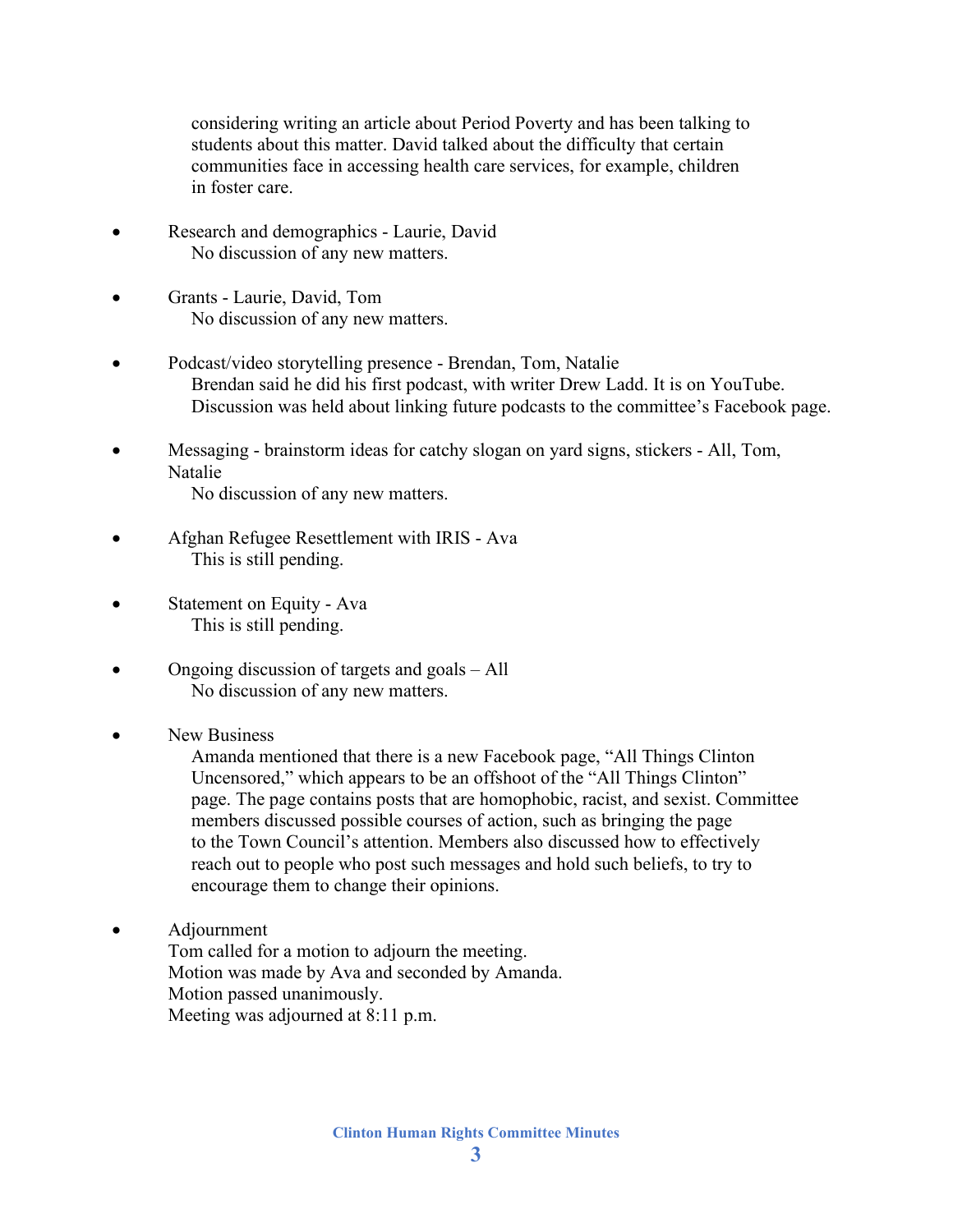considering writing an article about Period Poverty and has been talking to students about this matter. David talked about the difficulty that certain communities face in accessing health care services, for example, children in foster care.

- Research and demographics - Laurie, David
  No discussion of any new matters.

- Grants - Laurie, David, Tom
  No discussion of any new matters.

- Podcast/video storytelling presence - Brendan, Tom, Natalie
  Brendan said he did his first podcast, with writer Drew Ladd. It is on YouTube. Discussion was held about linking future podcasts to the committee's Facebook page.

- Messaging - brainstorm ideas for catchy slogan on yard signs, stickers - All, Tom, Natalie
  No discussion of any new matters.

- Afghan Refugee Resettlement with IRIS - Ava
  This is still pending.

- Statement on Equity - Ava
  This is still pending.

- Ongoing discussion of targets and goals – All
  No discussion of any new matters.

- New Business
  Amanda mentioned that there is a new Facebook page, "All Things Clinton Uncensored," which appears to be an offshoot of the "All Things Clinton" page. The page contains posts that are homophobic, racist, and sexist. Committee members discussed possible courses of action, such as bringing the page to the Town Council's attention. Members also discussed how to effectively reach out to people who post such messages and hold such beliefs, to try to encourage them to change their opinions.

- Adjournment
  Tom called for a motion to adjourn the meeting.
  Motion was made by Ava and seconded by Amanda.
  Motion passed unanimously.
  Meeting was adjourned at 8:11 p.m.